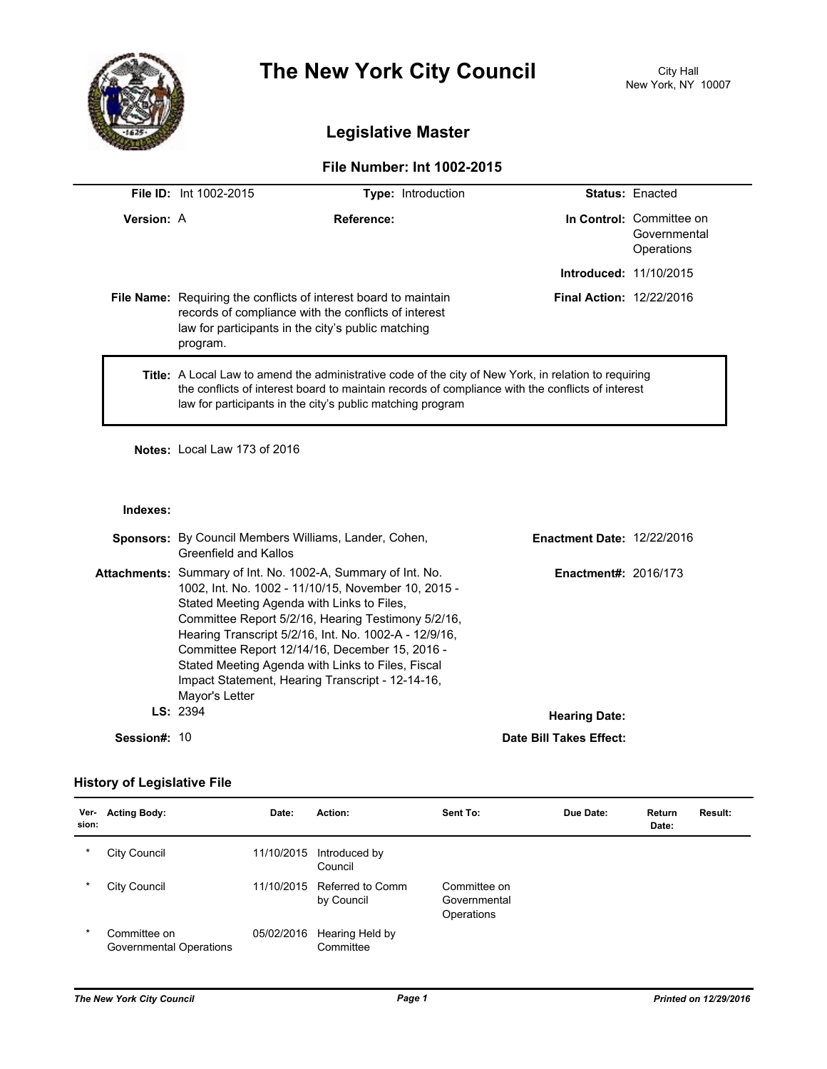# The New York City Council

City Hall
New York, NY 10007

## Legislative Master

### File Number: Int 1002-2015

**File ID:** Int 1002-2015 **Type:** Introduction **Status:** Enacted

**Version:** A **Reference:** **In Control:** Committee on Governmental Operations

**Introduced:** 11/10/2015

**File Name:** Requiring the conflicts of interest board to maintain records of compliance with the conflicts of interest law for participants in the city's public matching program. **Final Action:** 12/22/2016

**Title:** A Local Law to amend the administrative code of the city of New York, in relation to requiring the conflicts of interest board to maintain records of compliance with the conflicts of interest law for participants in the city's public matching program

**Notes:** Local Law 173 of 2016

**Indexes:**

**Sponsors:** By Council Members Williams, Lander, Cohen, Greenfield and Kallos **Enactment Date:** 12/22/2016

**Attachments:** Summary of Int. No. 1002-A, Summary of Int. No. 1002, Int. No. 1002 - 11/10/15, November 10, 2015 - Stated Meeting Agenda with Links to Files, Committee Report 5/2/16, Hearing Testimony 5/2/16, Hearing Transcript 5/2/16, Int. No. 1002-A - 12/9/16, Committee Report 12/14/16, December 15, 2016 - Stated Meeting Agenda with Links to Files, Fiscal Impact Statement, Hearing Transcript - 12-14-16, Mayor's Letter **Enactment#:** 2016/173

**LS:** 2394 **Hearing Date:**

**Session#:** 10 **Date Bill Takes Effect:**

### History of Legislative File

| Ver-sion: | Acting Body: | Date: | Action: | Sent To: | Due Date: | Return Date: | Result: |
|---|---|---|---|---|---|---|---|
| * | City Council | 11/10/2015 | Introduced by Council | | | | |
| * | City Council | 11/10/2015 | Referred to Comm by Council | Committee on Governmental Operations | | | |
| * | Committee on Governmental Operations | 05/02/2016 | Hearing Held by Committee | | | | |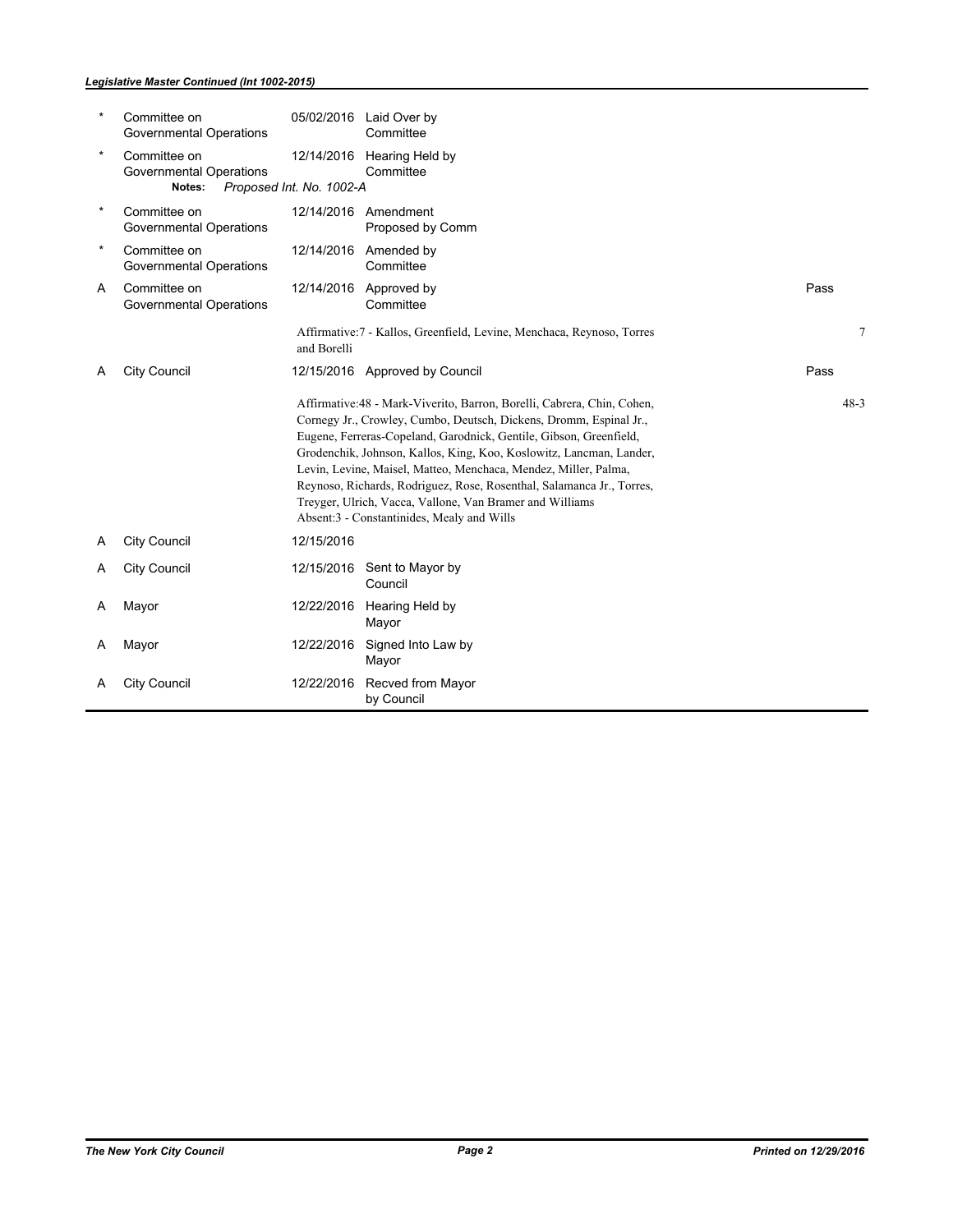| | | | | | |
|---|---|---|---|---|---|
| * | Committee on Governmental Operations | 05/02/2016 | Laid Over by Committee | | |
| * | Committee on Governmental Operations | 12/14/2016 | Hearing Held by Committee | | |
| | **Notes:** *Proposed Int. No. 1002-A* | | | | |
| * | Committee on Governmental Operations | 12/14/2016 | Amendment Proposed by Comm | | |
| * | Committee on Governmental Operations | 12/14/2016 | Amended by Committee | | |
| A | Committee on Governmental Operations | 12/14/2016 | Approved by Committee | Pass | |
| | | Affirmative:7 - Kallos, Greenfield, Levine, Menchaca, Reynoso, Torres and Borelli | | | 7 |
| A | City Council | 12/15/2016 | Approved by Council | Pass | |
| | | Affirmative:48 - Mark-Viverito, Barron, Borelli, Cabrera, Chin, Cohen, Cornegy Jr., Crowley, Cumbo, Deutsch, Dickens, Dromm, Espinal Jr., Eugene, Ferreras-Copeland, Garodnick, Gentile, Gibson, Greenfield, Grodenchik, Johnson, Kallos, King, Koo, Koslowitz, Lancman, Lander, Levin, Levine, Maisel, Matteo, Menchaca, Mendez, Miller, Palma, Reynoso, Richards, Rodriguez, Rose, Rosenthal, Salamanca Jr., Torres, Treyger, Ulrich, Vacca, Vallone, Van Bramer and Williams<br>Absent:3 - Constantinides, Mealy and Wills | | | 48-3 |
| A | City Council | 12/15/2016 | | | |
| A | City Council | 12/15/2016 | Sent to Mayor by Council | | |
| A | Mayor | 12/22/2016 | Hearing Held by Mayor | | |
| A | Mayor | 12/22/2016 | Signed Into Law by Mayor | | |
| A | City Council | 12/22/2016 | Recved from Mayor by Council | | |